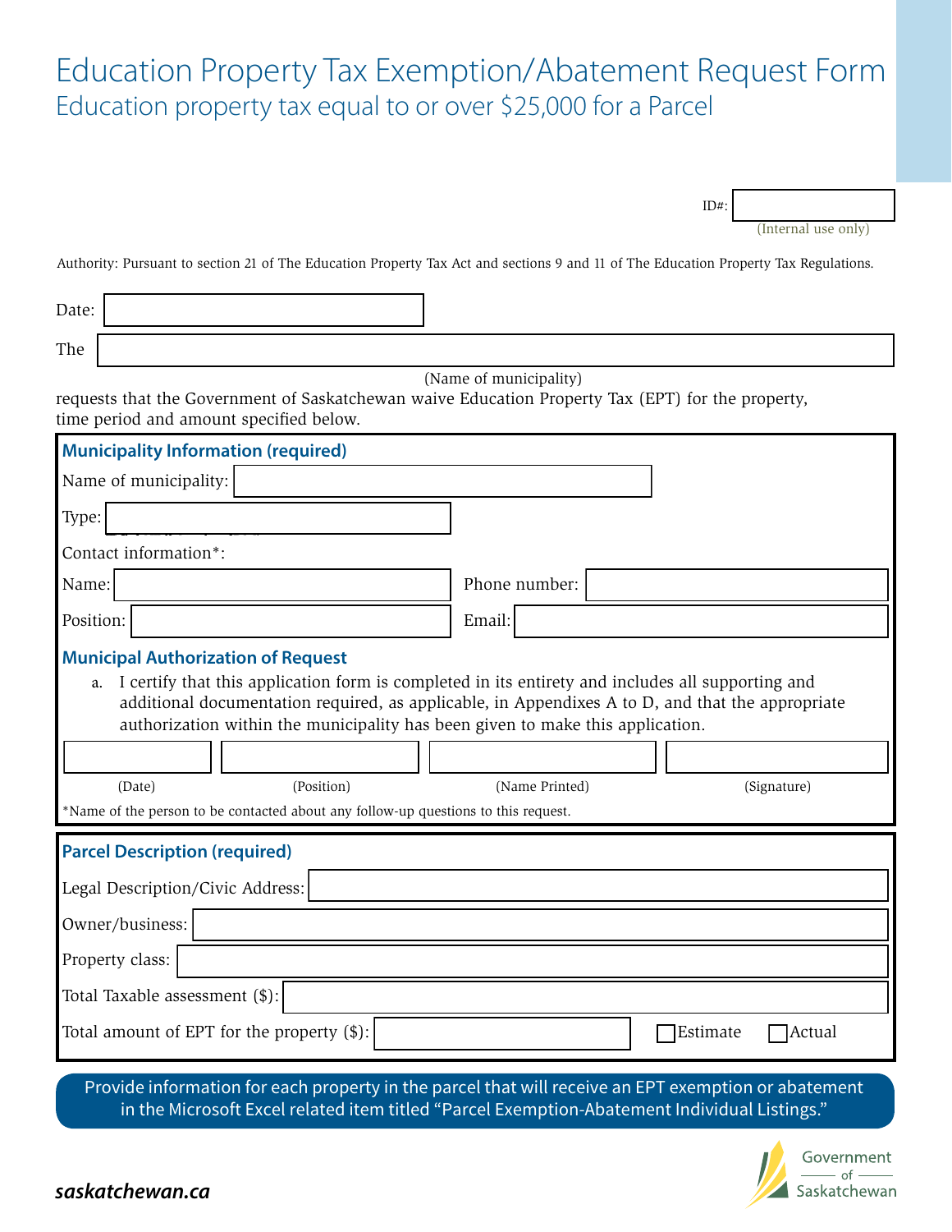# Education Property Tax Exemption/Abatement Request Form

## Education property tax equal to or over $25,000 for a Parcel

ID#: ____________
(Internal use only)

Authority: Pursuant to section 21 of The Education Property Tax Act and sections 9 and 11 of The Education Property Tax Regulations.

Date: ____________

The ____________________________________________
(Name of municipality)

requests that the Government of Saskatchewan waive Education Property Tax (EPT) for the property, time period and amount specified below.

### Municipality Information (required)

Name of municipality: ____________

Type: ____________

Contact information*:

Name: ____________ Phone number: ____________

Position: ____________ Email: ____________

### Municipal Authorization of Request

a. I certify that this application form is completed in its entirety and includes all supporting and additional documentation required, as applicable, in Appendixes A to D, and that the appropriate authorization within the municipality has been given to make this application.

| | | | |
|---|---|---|---|
| (Date) | (Position) | (Name Printed) | (Signature) |

*Name of the person to be contacted about any follow-up questions to this request.

### Parcel Description (required)

Legal Description/Civic Address: ____________

Owner/business: ____________

Property class: ____________

Total Taxable assessment ($): ____________

Total amount of EPT for the property ($): ____________ ☐ Estimate ☐ Actual

Provide information for each property in the parcel that will receive an EPT exemption or abatement in the Microsoft Excel related item titled “Parcel Exemption-Abatement Individual Listings.”

saskatchewan.ca

Government of Saskatchewan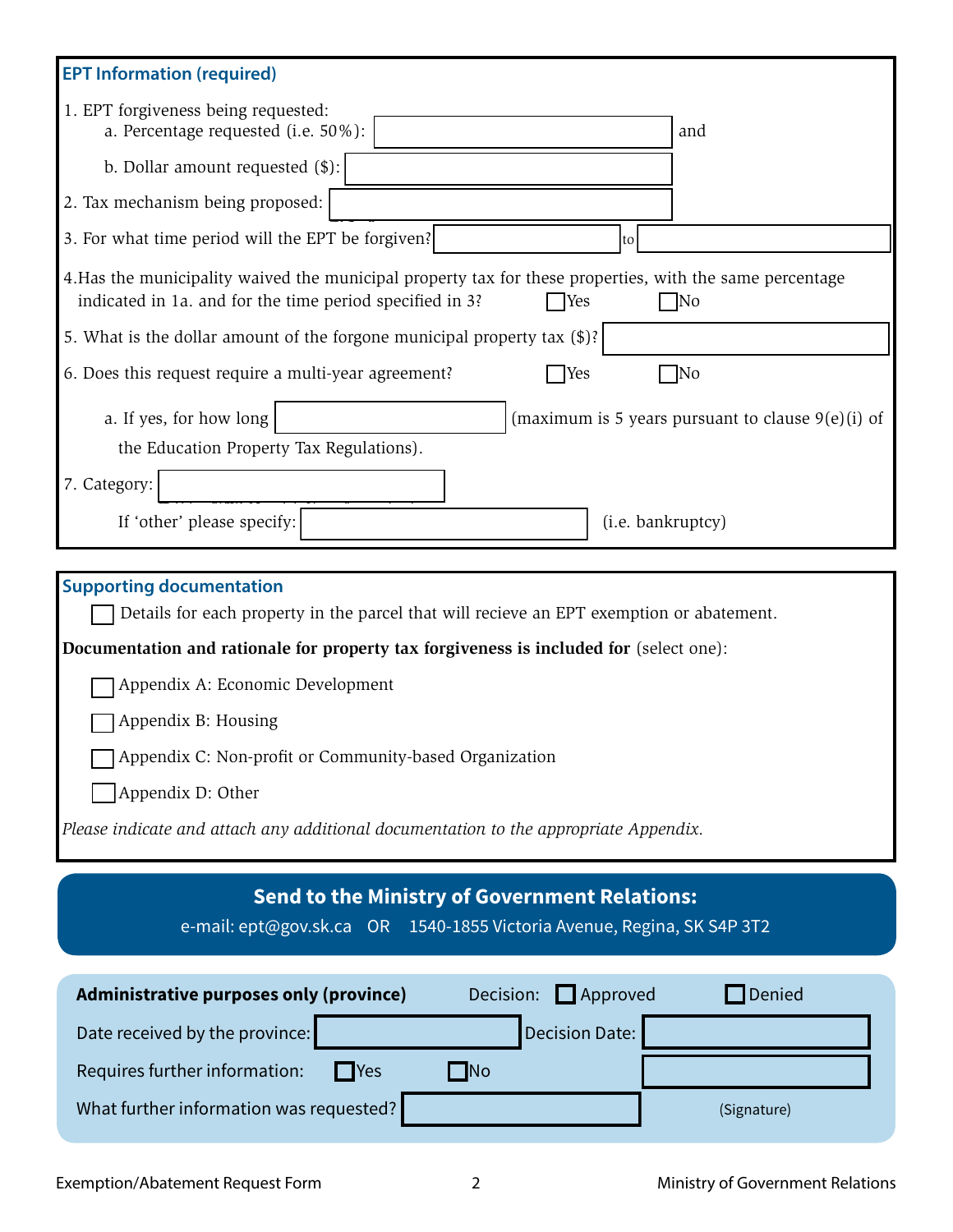## EPT Information (required)

1. EPT forgiveness being requested:
   a. Percentage requested (i.e. 50%): ______ and
   b. Dollar amount requested ($): ______
2. Tax mechanism being proposed: ______
3. For what time period will the EPT be forgiven? ______ to ______
4. Has the municipality waived the municipal property tax for these properties, with the same percentage indicated in 1a. and for the time period specified in 3? ☐ Yes ☐ No
5. What is the dollar amount of the forgone municipal property tax ($)? ______
6. Does this request require a multi-year agreement? ☐ Yes ☐ No
   a. If yes, for how long ______ (maximum is 5 years pursuant to clause 9(e)(i) of the Education Property Tax Regulations).
7. Category: ______
   If 'other' please specify: ______ (i.e. bankruptcy)

## Supporting documentation

☐ Details for each property in the parcel that will recieve an EPT exemption or abatement.

**Documentation and rationale for property tax forgiveness is included for** (select one):

☐ Appendix A: Economic Development

☐ Appendix B: Housing

☐ Appendix C: Non-profit or Community-based Organization

☐ Appendix D: Other

*Please indicate and attach any additional documentation to the appropriate Appendix.*

## Send to the Ministry of Government Relations:

e-mail: ept@gov.sk.ca OR 1540-1855 Victoria Avenue, Regina, SK S4P 3T2

**Administrative purposes only (province)** Decision: ☐ Approved ☐ Denied

Date received by the province: ______ Decision Date: ______

Requires further information: ☐ Yes ☐ No

What further information was requested? ______

______
(Signature)